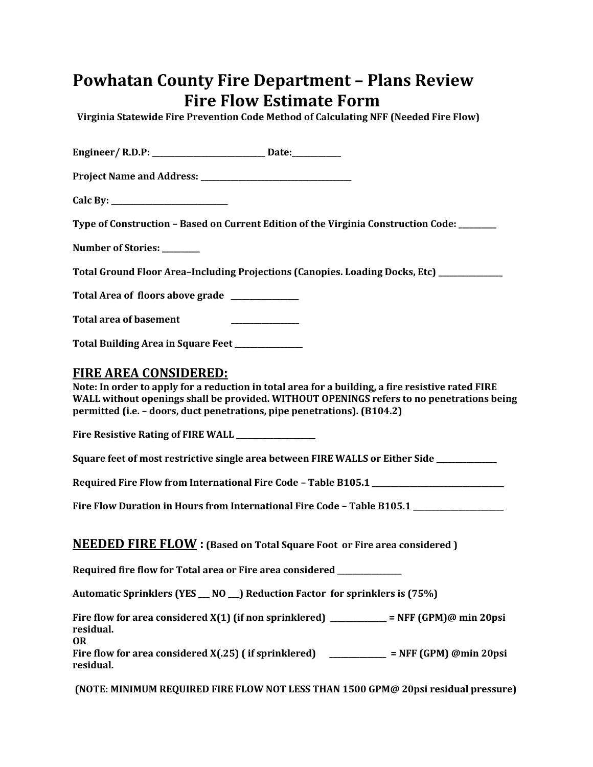# Powhatan County Fire Department – Plans Review
# Fire Flow Estimate Form

**Virginia Statewide Fire Prevention Code Method of Calculating NFF (Needed Fire Flow)**

**Engineer/ R.D.P: ____________________________ Date:____________**

**Project Name and Address: ______________________________________**

**Calc By: ____________________________**

**Type of Construction – Based on Current Edition of the Virginia Construction Code: _________**

**Number of Stories: _________**

**Total Ground Floor Area–Including Projections (Canopies. Loading Docks, Etc) _______________**

**Total Area of floors above grade ________________**

**Total area of basement ________________**

**Total Building Area in Square Feet ________________**

## FIRE AREA CONSIDERED:

**Note: In order to apply for a reduction in total area for a building, a fire resistive rated FIRE WALL without openings shall be provided. WITHOUT OPENINGS refers to no penetrations being permitted (i.e. – doors, duct penetrations, pipe penetrations). (B104.2)**

**Fire Resistive Rating of FIRE WALL ___________________**

**Square feet of most restrictive single area between FIRE WALLS or Either Side ______________**

**Required Fire Flow from International Fire Code – Table B105.1 _________________________________**

**Fire Flow Duration in Hours from International Fire Code – Table B105.1 ______________________**

## NEEDED FIRE FLOW : (Based on Total Square Foot or Fire area considered )

**Required fire flow for Total area or Fire area considered _______________**

**Automatic Sprinklers (YES ___ NO ___) Reduction Factor for sprinklers is (75%)**

**Fire flow for area considered X(1) (if non sprinklered) ______________ = NFF (GPM)@ min 20psi residual.**
**OR**
**Fire flow for area considered X(.25) ( if sprinklered) ______________ = NFF (GPM) @min 20psi residual.**

**(NOTE: MINIMUM REQUIRED FIRE FLOW NOT LESS THAN 1500 GPM@ 20psi residual pressure)**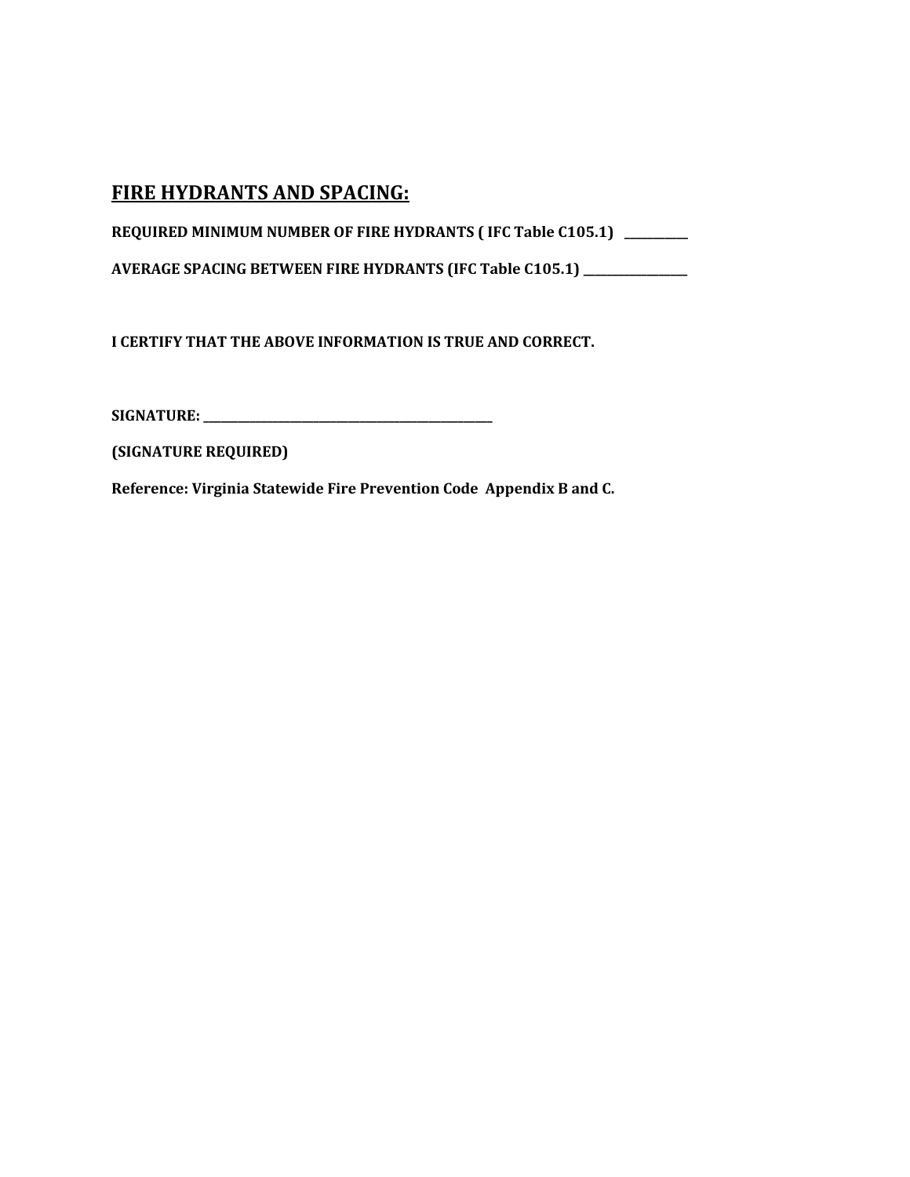## FIRE HYDRANTS AND SPACING:

**REQUIRED MINIMUM NUMBER OF FIRE HYDRANTS ( IFC Table C105.1) __________**

**AVERAGE SPACING BETWEEN FIRE HYDRANTS (IFC Table C105.1) ________________**

**I CERTIFY THAT THE ABOVE INFORMATION IS TRUE AND CORRECT.**

**SIGNATURE: ________________________________________________**

**(SIGNATURE REQUIRED)**

**Reference: Virginia Statewide Fire Prevention Code Appendix B and C.**